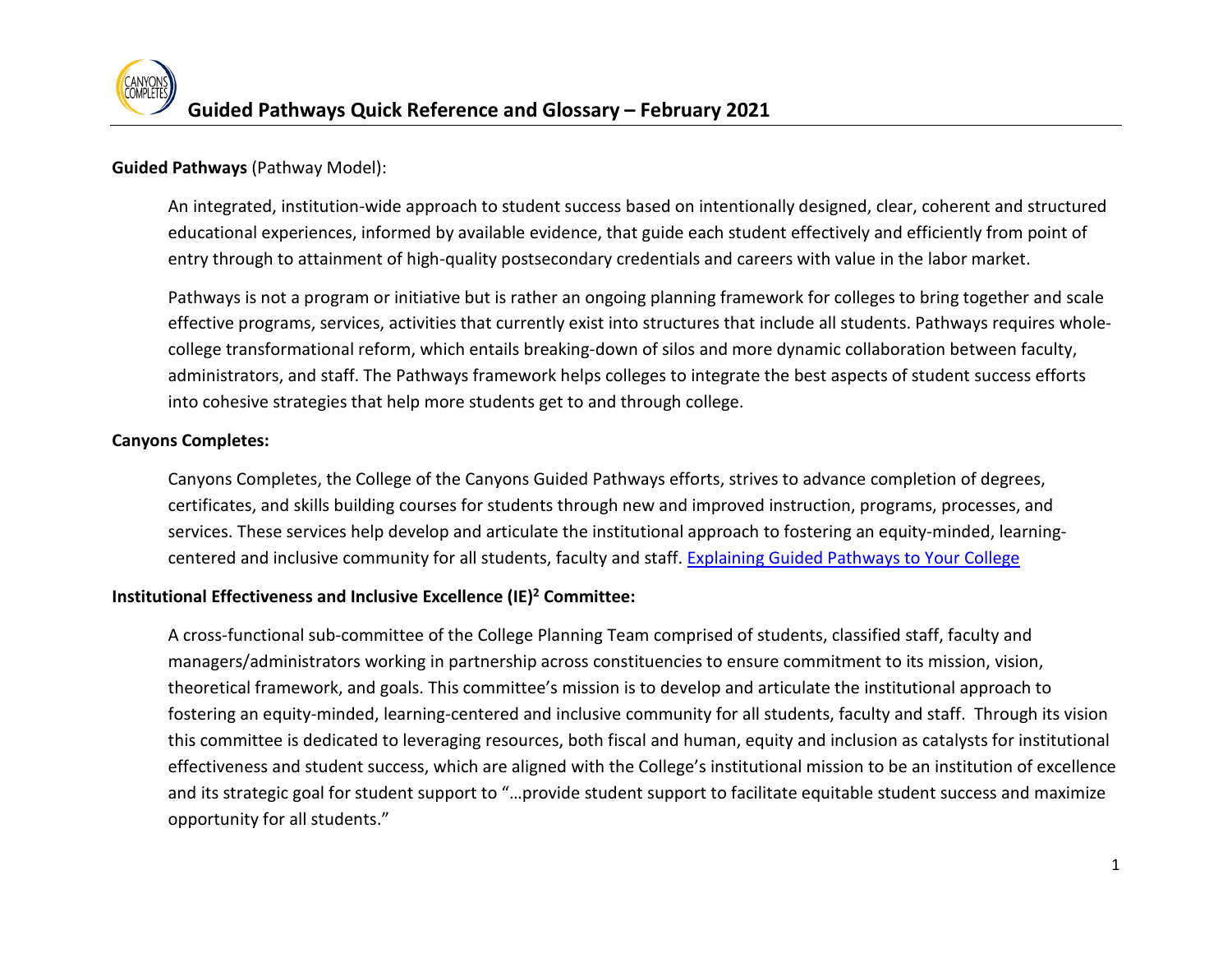# Guided Pathways Quick Reference and Glossary – February 2021

**Guided Pathways** (Pathway Model):

An integrated, institution-wide approach to student success based on intentionally designed, clear, coherent and structured educational experiences, informed by available evidence, that guide each student effectively and efficiently from point of entry through to attainment of high-quality postsecondary credentials and careers with value in the labor market.

Pathways is not a program or initiative but is rather an ongoing planning framework for colleges to bring together and scale effective programs, services, activities that currently exist into structures that include all students. Pathways requires whole-college transformational reform, which entails breaking-down of silos and more dynamic collaboration between faculty, administrators, and staff. The Pathways framework helps colleges to integrate the best aspects of student success efforts into cohesive strategies that help more students get to and through college.

**Canyons Completes:**

Canyons Completes, the College of the Canyons Guided Pathways efforts, strives to advance completion of degrees, certificates, and skills building courses for students through new and improved instruction, programs, processes, and services. These services help develop and articulate the institutional approach to fostering an equity-minded, learning-centered and inclusive community for all students, faculty and staff. [Explaining Guided Pathways to Your College]

**Institutional Effectiveness and Inclusive Excellence (IE)$^2$ Committee:**

A cross-functional sub-committee of the College Planning Team comprised of students, classified staff, faculty and managers/administrators working in partnership across constituencies to ensure commitment to its mission, vision, theoretical framework, and goals. This committee's mission is to develop and articulate the institutional approach to fostering an equity-minded, learning-centered and inclusive community for all students, faculty and staff. Through its vision this committee is dedicated to leveraging resources, both fiscal and human, equity and inclusion as catalysts for institutional effectiveness and student success, which are aligned with the College's institutional mission to be an institution of excellence and its strategic goal for student support to "…provide student support to facilitate equitable student success and maximize opportunity for all students."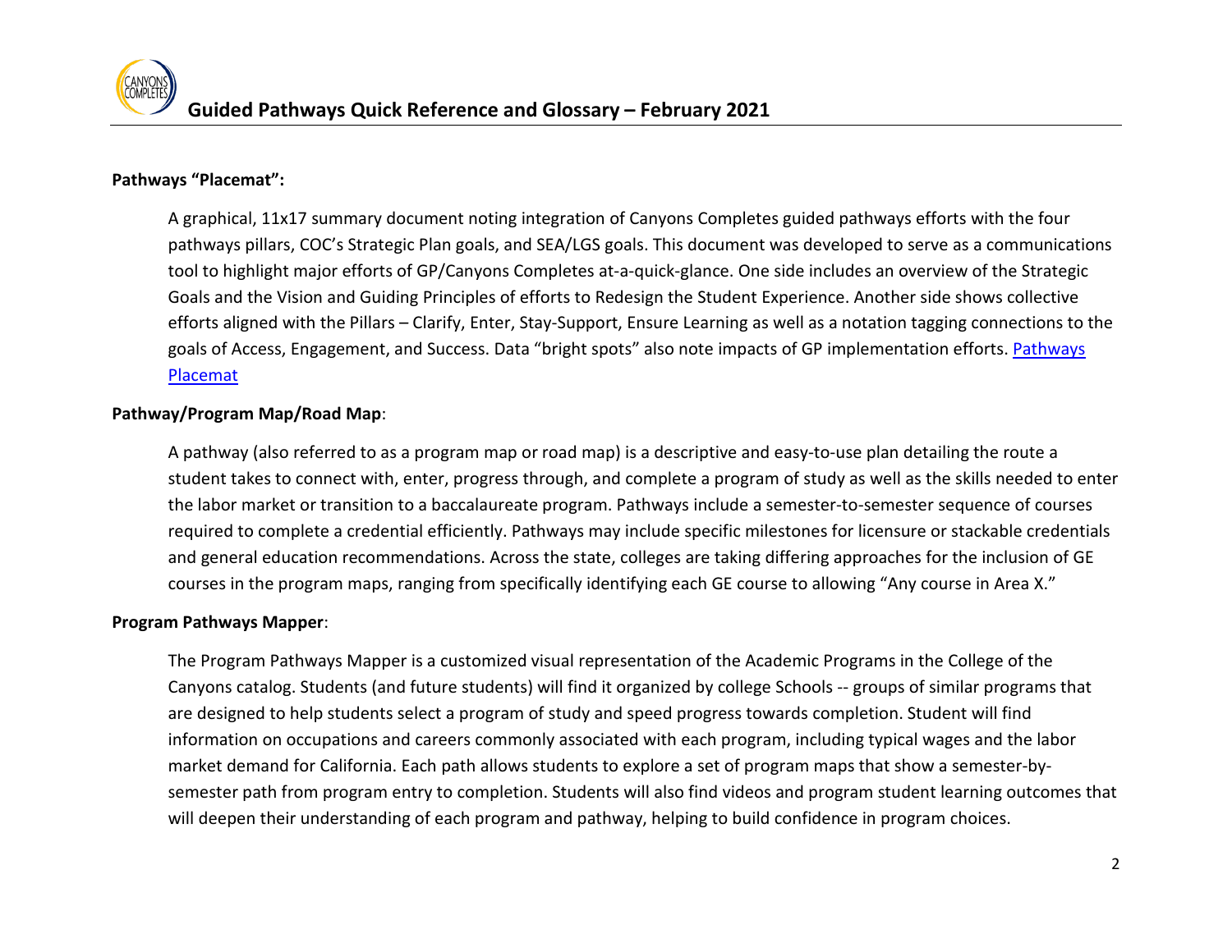**Pathways "Placemat":**

A graphical, 11x17 summary document noting integration of Canyons Completes guided pathways efforts with the four pathways pillars, COC's Strategic Plan goals, and SEA/LGS goals. This document was developed to serve as a communications tool to highlight major efforts of GP/Canyons Completes at-a-quick-glance. One side includes an overview of the Strategic Goals and the Vision and Guiding Principles of efforts to Redesign the Student Experience. Another side shows collective efforts aligned with the Pillars – Clarify, Enter, Stay-Support, Ensure Learning as well as a notation tagging connections to the goals of Access, Engagement, and Success. Data "bright spots" also note impacts of GP implementation efforts. Pathways Placemat

**Pathway/Program Map/Road Map**:

A pathway (also referred to as a program map or road map) is a descriptive and easy-to-use plan detailing the route a student takes to connect with, enter, progress through, and complete a program of study as well as the skills needed to enter the labor market or transition to a baccalaureate program. Pathways include a semester-to-semester sequence of courses required to complete a credential efficiently. Pathways may include specific milestones for licensure or stackable credentials and general education recommendations. Across the state, colleges are taking differing approaches for the inclusion of GE courses in the program maps, ranging from specifically identifying each GE course to allowing "Any course in Area X."

**Program Pathways Mapper**:

The Program Pathways Mapper is a customized visual representation of the Academic Programs in the College of the Canyons catalog. Students (and future students) will find it organized by college Schools -- groups of similar programs that are designed to help students select a program of study and speed progress towards completion. Student will find information on occupations and careers commonly associated with each program, including typical wages and the labor market demand for California. Each path allows students to explore a set of program maps that show a semester-by-semester path from program entry to completion. Students will also find videos and program student learning outcomes that will deepen their understanding of each program and pathway, helping to build confidence in program choices.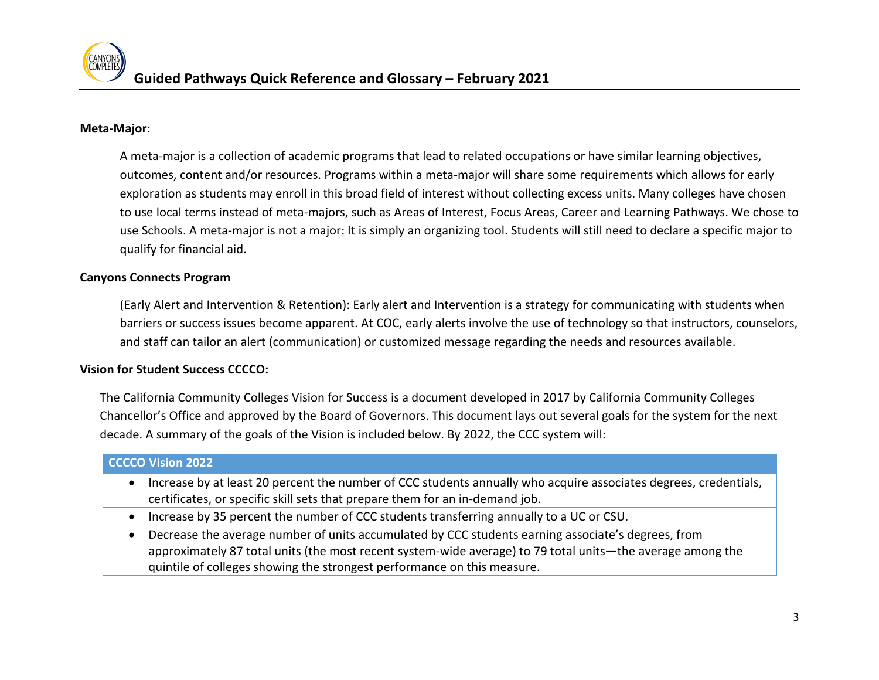**Meta-Major**:

A meta-major is a collection of academic programs that lead to related occupations or have similar learning objectives, outcomes, content and/or resources. Programs within a meta-major will share some requirements which allows for early exploration as students may enroll in this broad field of interest without collecting excess units. Many colleges have chosen to use local terms instead of meta-majors, such as Areas of Interest, Focus Areas, Career and Learning Pathways. We chose to use Schools. A meta-major is not a major: It is simply an organizing tool. Students will still need to declare a specific major to qualify for financial aid.

**Canyons Connects Program**

(Early Alert and Intervention & Retention): Early alert and Intervention is a strategy for communicating with students when barriers or success issues become apparent. At COC, early alerts involve the use of technology so that instructors, counselors, and staff can tailor an alert (communication) or customized message regarding the needs and resources available.

**Vision for Student Success CCCCO:**

The California Community Colleges Vision for Success is a document developed in 2017 by California Community Colleges Chancellor's Office and approved by the Board of Governors. This document lays out several goals for the system for the next decade. A summary of the goals of the Vision is included below. By 2022, the CCC system will:

| CCCCO Vision 2022 |
|---|
| • Increase by at least 20 percent the number of CCC students annually who acquire associates degrees, credentials, certificates, or specific skill sets that prepare them for an in-demand job. |
| • Increase by 35 percent the number of CCC students transferring annually to a UC or CSU. |
| • Decrease the average number of units accumulated by CCC students earning associate's degrees, from approximately 87 total units (the most recent system-wide average) to 79 total units—the average among the quintile of colleges showing the strongest performance on this measure. |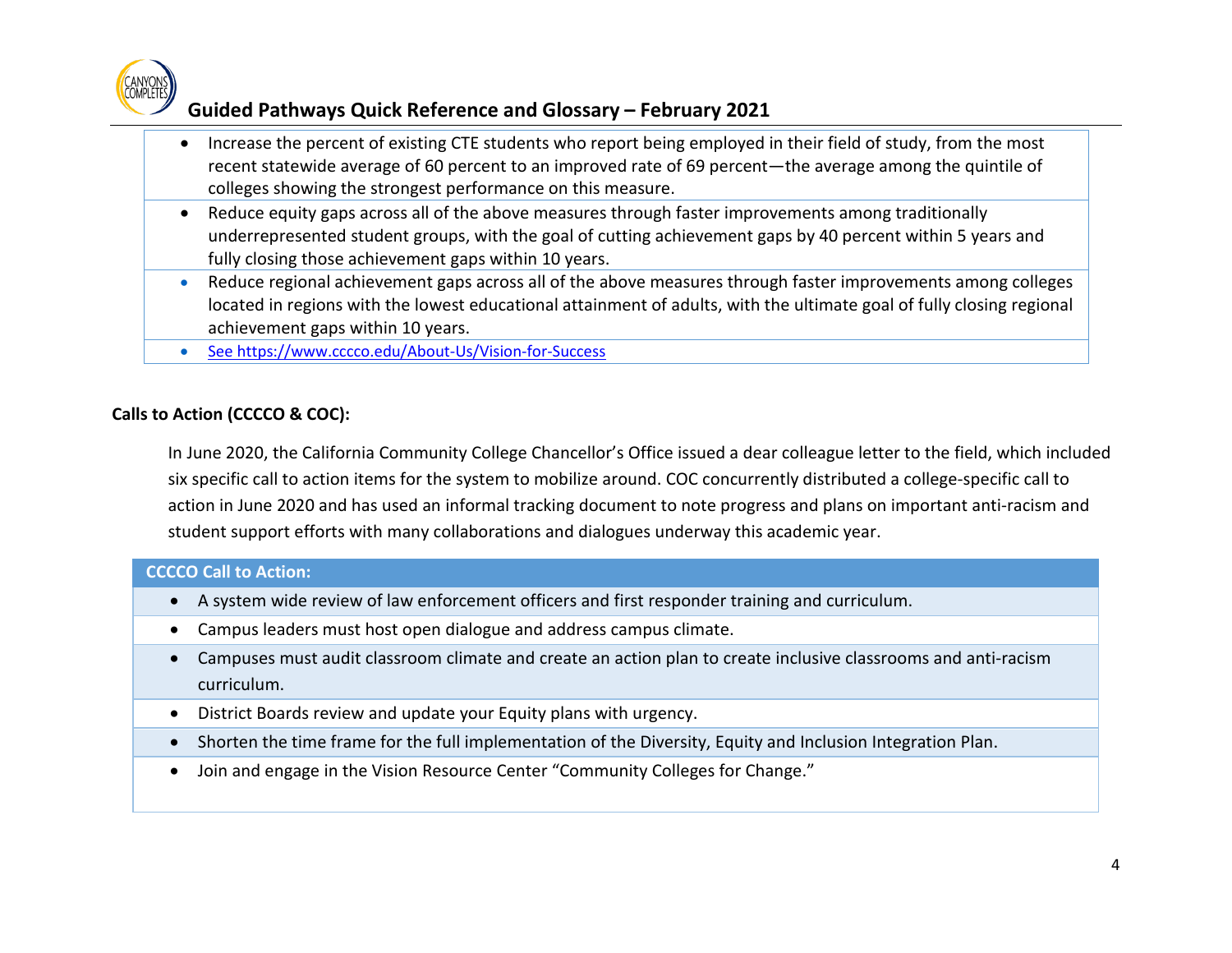- Increase the percent of existing CTE students who report being employed in their field of study, from the most recent statewide average of 60 percent to an improved rate of 69 percent—the average among the quintile of colleges showing the strongest performance on this measure.
- Reduce equity gaps across all of the above measures through faster improvements among traditionally underrepresented student groups, with the goal of cutting achievement gaps by 40 percent within 5 years and fully closing those achievement gaps within 10 years.
- Reduce regional achievement gaps across all of the above measures through faster improvements among colleges located in regions with the lowest educational attainment of adults, with the ultimate goal of fully closing regional achievement gaps within 10 years.
- See https://www.cccco.edu/About-Us/Vision-for-Success

**Calls to Action (CCCCO & COC):**

In June 2020, the California Community College Chancellor's Office issued a dear colleague letter to the field, which included six specific call to action items for the system to mobilize around. COC concurrently distributed a college-specific call to action in June 2020 and has used an informal tracking document to note progress and plans on important anti-racism and student support efforts with many collaborations and dialogues underway this academic year.

| CCCCO Call to Action: |
| --- |
| • A system wide review of law enforcement officers and first responder training and curriculum. |
| • Campus leaders must host open dialogue and address campus climate. |
| • Campuses must audit classroom climate and create an action plan to create inclusive classrooms and anti-racism curriculum. |
| • District Boards review and update your Equity plans with urgency. |
| • Shorten the time frame for the full implementation of the Diversity, Equity and Inclusion Integration Plan. |
| • Join and engage in the Vision Resource Center "Community Colleges for Change." |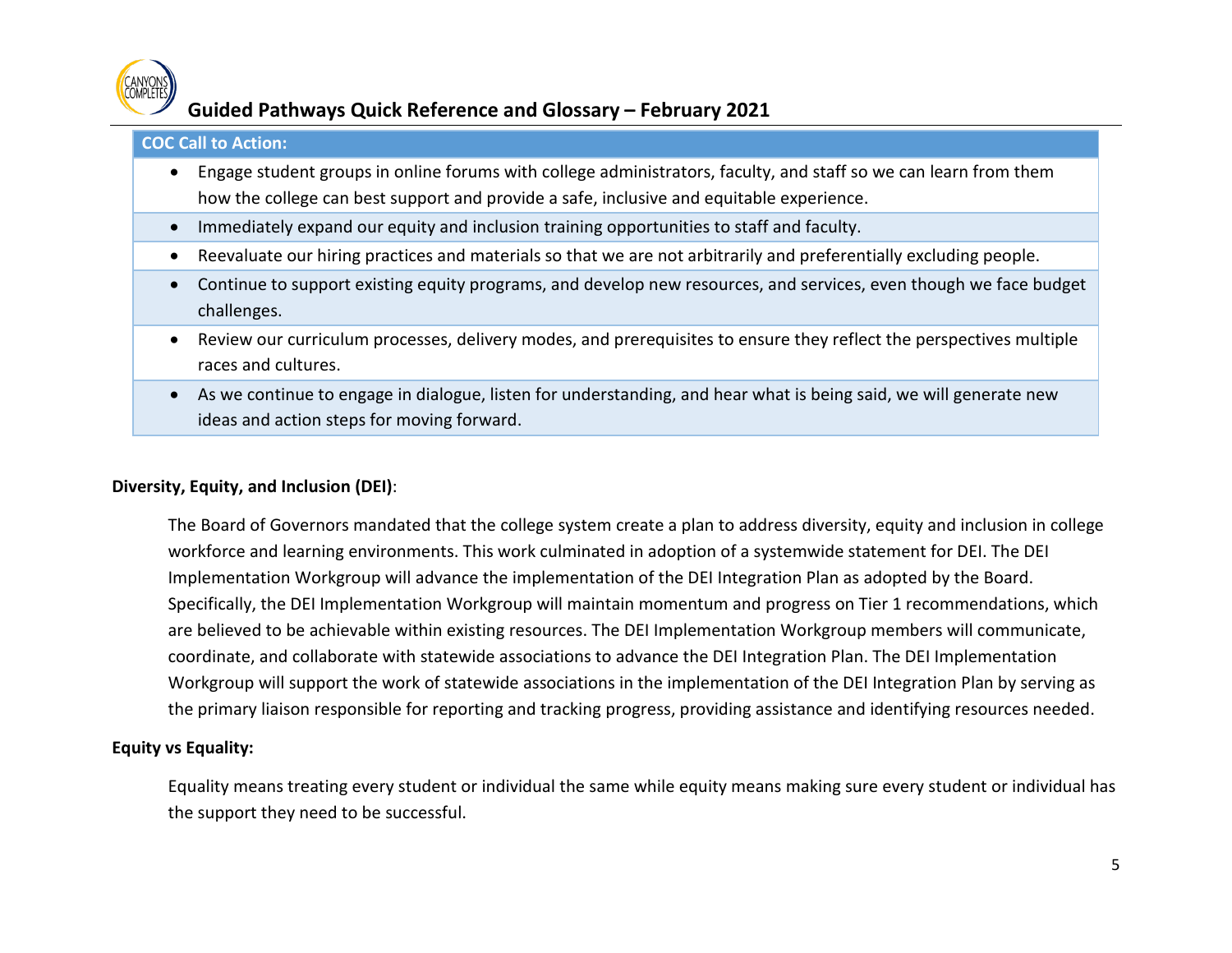| COC Call to Action: |
| --- |
| • Engage student groups in online forums with college administrators, faculty, and staff so we can learn from them how the college can best support and provide a safe, inclusive and equitable experience. |
| • Immediately expand our equity and inclusion training opportunities to staff and faculty. |
| • Reevaluate our hiring practices and materials so that we are not arbitrarily and preferentially excluding people. |
| • Continue to support existing equity programs, and develop new resources, and services, even though we face budget challenges. |
| • Review our curriculum processes, delivery modes, and prerequisites to ensure they reflect the perspectives multiple races and cultures. |
| • As we continue to engage in dialogue, listen for understanding, and hear what is being said, we will generate new ideas and action steps for moving forward. |

**Diversity, Equity, and Inclusion (DEI)**:

The Board of Governors mandated that the college system create a plan to address diversity, equity and inclusion in college workforce and learning environments. This work culminated in adoption of a systemwide statement for DEI. The DEI Implementation Workgroup will advance the implementation of the DEI Integration Plan as adopted by the Board. Specifically, the DEI Implementation Workgroup will maintain momentum and progress on Tier 1 recommendations, which are believed to be achievable within existing resources. The DEI Implementation Workgroup members will communicate, coordinate, and collaborate with statewide associations to advance the DEI Integration Plan. The DEI Implementation Workgroup will support the work of statewide associations in the implementation of the DEI Integration Plan by serving as the primary liaison responsible for reporting and tracking progress, providing assistance and identifying resources needed.

**Equity vs Equality:**

Equality means treating every student or individual the same while equity means making sure every student or individual has the support they need to be successful.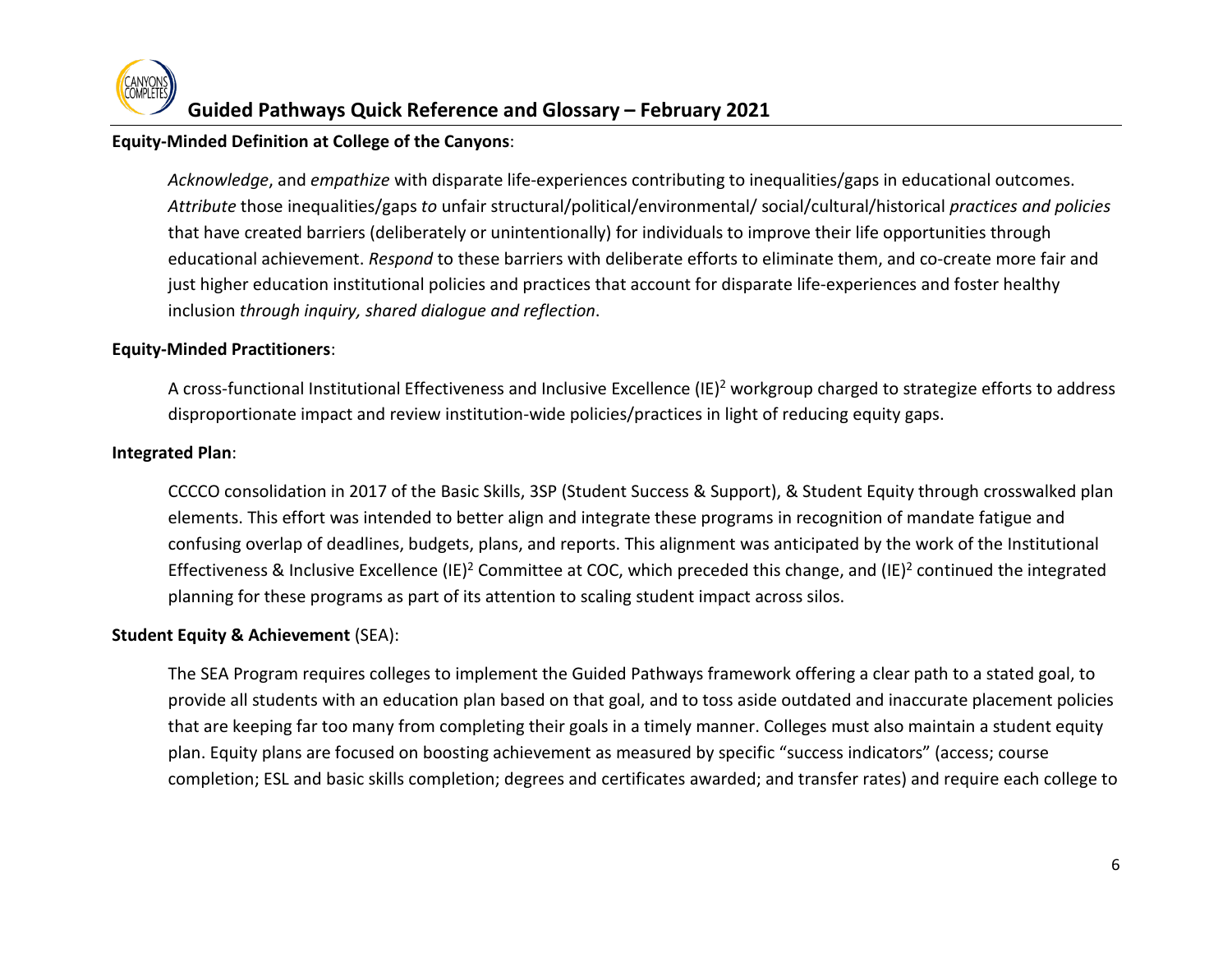**Equity-Minded Definition at College of the Canyons**:

*Acknowledge*, and *empathize* with disparate life-experiences contributing to inequalities/gaps in educational outcomes. *Attribute* those inequalities/gaps *to* unfair structural/political/environmental/ social/cultural/historical *practices and policies* that have created barriers (deliberately or unintentionally) for individuals to improve their life opportunities through educational achievement. *Respond* to these barriers with deliberate efforts to eliminate them, and co-create more fair and just higher education institutional policies and practices that account for disparate life-experiences and foster healthy inclusion *through inquiry, shared dialogue and reflection*.

**Equity-Minded Practitioners**:

A cross-functional Institutional Effectiveness and Inclusive Excellence $(IE)^2$ workgroup charged to strategize efforts to address disproportionate impact and review institution-wide policies/practices in light of reducing equity gaps.

**Integrated Plan**:

CCCCO consolidation in 2017 of the Basic Skills, 3SP (Student Success & Support), & Student Equity through crosswalked plan elements. This effort was intended to better align and integrate these programs in recognition of mandate fatigue and confusing overlap of deadlines, budgets, plans, and reports. This alignment was anticipated by the work of the Institutional Effectiveness & Inclusive Excellence $(IE)^2$ Committee at COC, which preceded this change, and $(IE)^2$ continued the integrated planning for these programs as part of its attention to scaling student impact across silos.

**Student Equity & Achievement** (SEA):

The SEA Program requires colleges to implement the Guided Pathways framework offering a clear path to a stated goal, to provide all students with an education plan based on that goal, and to toss aside outdated and inaccurate placement policies that are keeping far too many from completing their goals in a timely manner. Colleges must also maintain a student equity plan. Equity plans are focused on boosting achievement as measured by specific "success indicators" (access; course completion; ESL and basic skills completion; degrees and certificates awarded; and transfer rates) and require each college to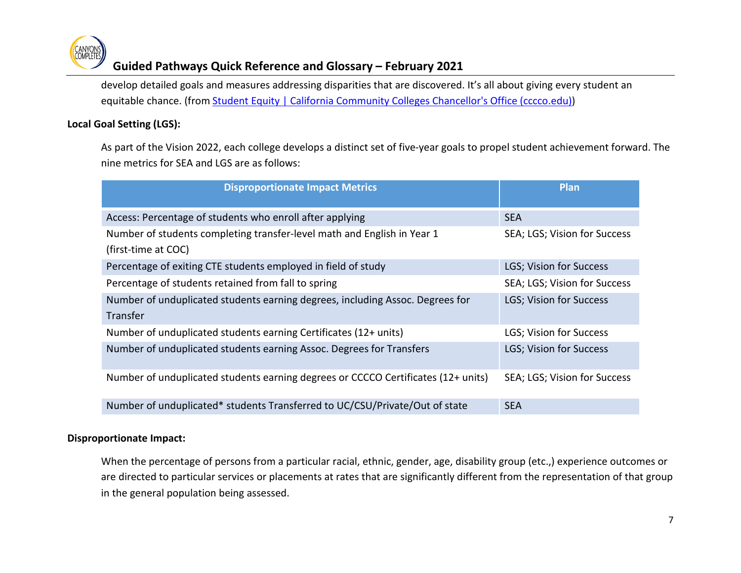develop detailed goals and measures addressing disparities that are discovered. It's all about giving every student an equitable chance. (from [Student Equity | California Community Colleges Chancellor's Office (cccco.edu)](Student Equity | California Community Colleges Chancellor's Office (cccco.edu)))

**Local Goal Setting (LGS):**

As part of the Vision 2022, each college develops a distinct set of five-year goals to propel student achievement forward. The nine metrics for SEA and LGS are as follows:

| Disproportionate Impact Metrics | Plan |
|---|---|
| Access: Percentage of students who enroll after applying | SEA |
| Number of students completing transfer-level math and English in Year 1 (first-time at COC) | SEA; LGS; Vision for Success |
| Percentage of exiting CTE students employed in field of study | LGS; Vision for Success |
| Percentage of students retained from fall to spring | SEA; LGS; Vision for Success |
| Number of unduplicated students earning degrees, including Assoc. Degrees for Transfer | LGS; Vision for Success |
| Number of unduplicated students earning Certificates (12+ units) | LGS; Vision for Success |
| Number of unduplicated students earning Assoc. Degrees for Transfers | LGS; Vision for Success |
| Number of unduplicated students earning degrees or CCCCO Certificates (12+ units) | SEA; LGS; Vision for Success |
| Number of unduplicated* students Transferred to UC/CSU/Private/Out of state | SEA |

**Disproportionate Impact:**

When the percentage of persons from a particular racial, ethnic, gender, age, disability group (etc.,) experience outcomes or are directed to particular services or placements at rates that are significantly different from the representation of that group in the general population being assessed.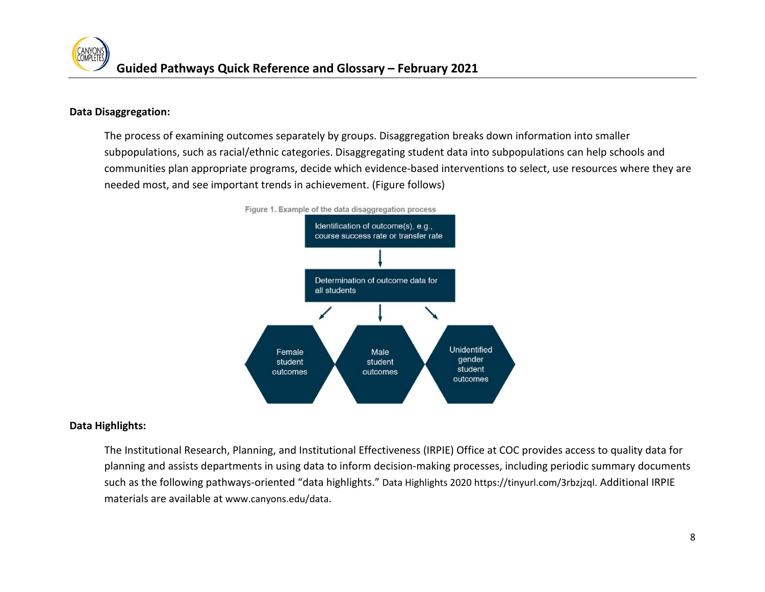### Data Disaggregation:

The process of examining outcomes separately by groups. Disaggregation breaks down information into smaller subpopulations, such as racial/ethnic categories. Disaggregating student data into subpopulations can help schools and communities plan appropriate programs, decide which evidence-based interventions to select, use resources where they are needed most, and see important trends in achievement. (Figure follows)

Figure 1. Example of the data disaggregation process

Identification of outcome(s), e.g., course success rate or transfer rate

↓

Determination of outcome data for all students

↙ ↓ ↘

Female student outcomes | Male student outcomes | Unidentified gender student outcomes

### Data Highlights:

The Institutional Research, Planning, and Institutional Effectiveness (IRPIE) Office at COC provides access to quality data for planning and assists departments in using data to inform decision-making processes, including periodic summary documents such as the following pathways-oriented "data highlights." Data Highlights 2020 https://tinyurl.com/3rbzjzql. Additional IRPIE materials are available at www.canyons.edu/data.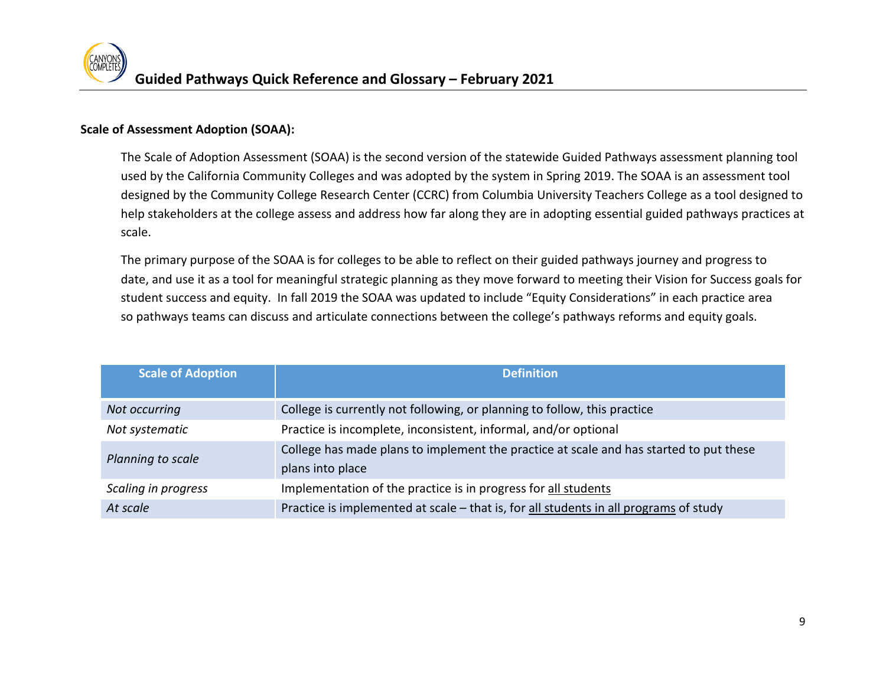**Scale of Assessment Adoption (SOAA):**

The Scale of Adoption Assessment (SOAA) is the second version of the statewide Guided Pathways assessment planning tool used by the California Community Colleges and was adopted by the system in Spring 2019. The SOAA is an assessment tool designed by the Community College Research Center (CCRC) from Columbia University Teachers College as a tool designed to help stakeholders at the college assess and address how far along they are in adopting essential guided pathways practices at scale.

The primary purpose of the SOAA is for colleges to be able to reflect on their guided pathways journey and progress to date, and use it as a tool for meaningful strategic planning as they move forward to meeting their Vision for Success goals for student success and equity. In fall 2019 the SOAA was updated to include "Equity Considerations" in each practice area so pathways teams can discuss and articulate connections between the college's pathways reforms and equity goals.

| Scale of Adoption | Definition |
|---|---|
| *Not occurring* | College is currently not following, or planning to follow, this practice |
| *Not systematic* | Practice is incomplete, inconsistent, informal, and/or optional |
| *Planning to scale* | College has made plans to implement the practice at scale and has started to put these plans into place |
| *Scaling in progress* | Implementation of the practice is in progress for all students |
| *At scale* | Practice is implemented at scale – that is, for all students in all programs of study |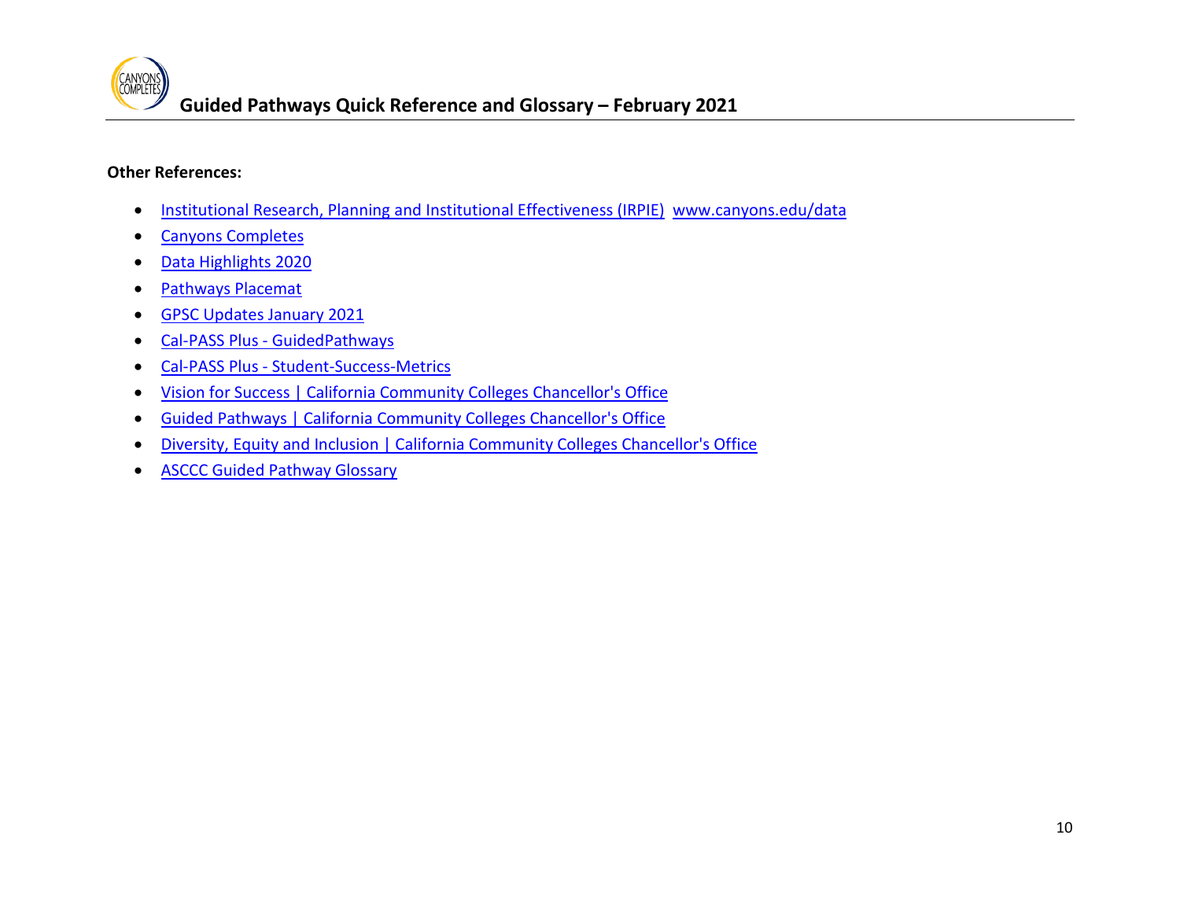**Other References:**

- Institutional Research, Planning and Institutional Effectiveness (IRPIE) www.canyons.edu/data
- Canyons Completes
- Data Highlights 2020
- Pathways Placemat
- GPSC Updates January 2021
- Cal-PASS Plus - GuidedPathways
- Cal-PASS Plus - Student-Success-Metrics
- Vision for Success | California Community Colleges Chancellor's Office
- Guided Pathways | California Community Colleges Chancellor's Office
- Diversity, Equity and Inclusion | California Community Colleges Chancellor's Office
- ASCCC Guided Pathway Glossary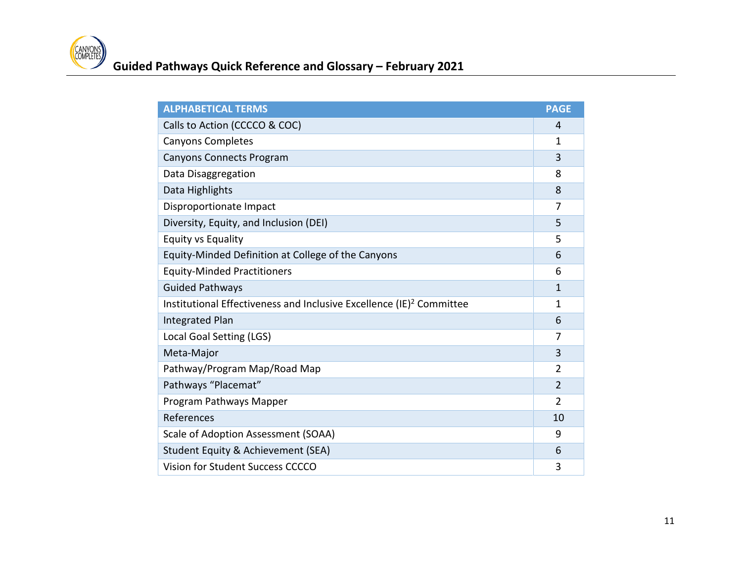| ALPHABETICAL TERMS | PAGE |
|---|---|
| Calls to Action (CCCCO & COC) | 4 |
| Canyons Completes | 1 |
| Canyons Connects Program | 3 |
| Data Disaggregation | 8 |
| Data Highlights | 8 |
| Disproportionate Impact | 7 |
| Diversity, Equity, and Inclusion (DEI) | 5 |
| Equity vs Equality | 5 |
| Equity-Minded Definition at College of the Canyons | 6 |
| Equity-Minded Practitioners | 6 |
| Guided Pathways | 1 |
| Institutional Effectiveness and Inclusive Excellence $(IE)^2$ Committee | 1 |
| Integrated Plan | 6 |
| Local Goal Setting (LGS) | 7 |
| Meta-Major | 3 |
| Pathway/Program Map/Road Map | 2 |
| Pathways "Placemat" | 2 |
| Program Pathways Mapper | 2 |
| References | 10 |
| Scale of Adoption Assessment (SOAA) | 9 |
| Student Equity & Achievement (SEA) | 6 |
| Vision for Student Success CCCCO | 3 |